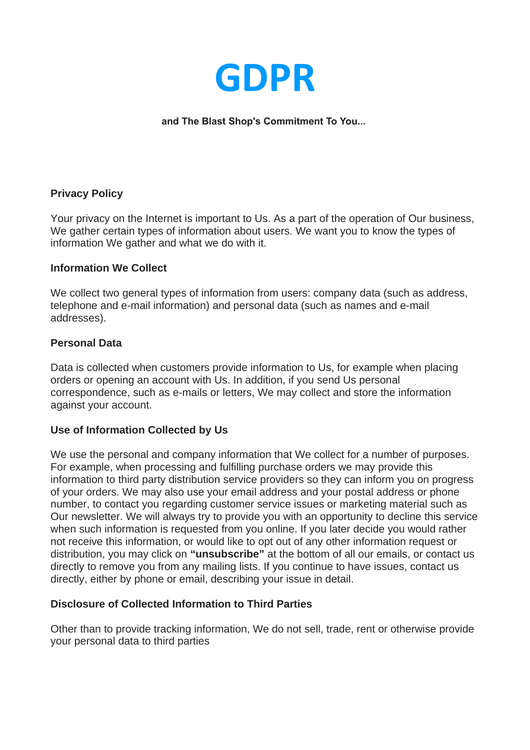# GDPR

**and The Blast Shop's Commitment To You...**

## Privacy Policy

Your privacy on the Internet is important to Us. As a part of the operation of Our business, We gather certain types of information about users. We want you to know the types of information We gather and what we do with it.

### Information We Collect

We collect two general types of information from users: company data (such as address, telephone and e-mail information) and personal data (such as names and e-mail addresses).

### Personal Data

Data is collected when customers provide information to Us, for example when placing orders or opening an account with Us. In addition, if you send Us personal correspondence, such as e-mails or letters, We may collect and store the information against your account.

### Use of Information Collected by Us

We use the personal and company information that We collect for a number of purposes. For example, when processing and fulfilling purchase orders we may provide this information to third party distribution service providers so they can inform you on progress of your orders. We may also use your email address and your postal address or phone number, to contact you regarding customer service issues or marketing material such as Our newsletter. We will always try to provide you with an opportunity to decline this service when such information is requested from you online. If you later decide you would rather not receive this information, or would like to opt out of any other information request or distribution, you may click on **"unsubscribe"** at the bottom of all our emails, or contact us directly to remove you from any mailing lists. If you continue to have issues, contact us directly, either by phone or email, describing your issue in detail.

### Disclosure of Collected Information to Third Parties

Other than to provide tracking information, We do not sell, trade, rent or otherwise provide your personal data to third parties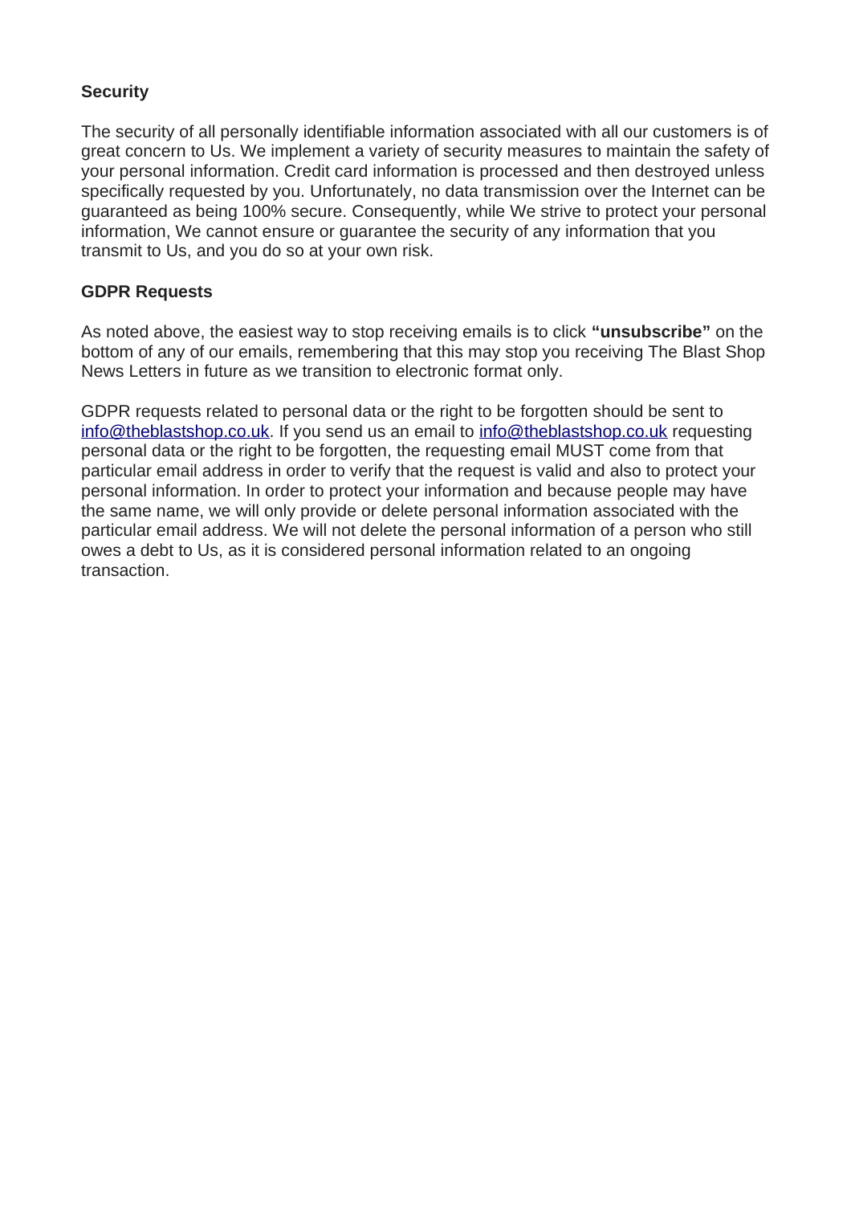**Security**

The security of all personally identifiable information associated with all our customers is of great concern to Us. We implement a variety of security measures to maintain the safety of your personal information. Credit card information is processed and then destroyed unless specifically requested by you. Unfortunately, no data transmission over the Internet can be guaranteed as being 100% secure. Consequently, while We strive to protect your personal information, We cannot ensure or guarantee the security of any information that you transmit to Us, and you do so at your own risk.

**GDPR Requests**

As noted above, the easiest way to stop receiving emails is to click **"unsubscribe"** on the bottom of any of our emails, remembering that this may stop you receiving The Blast Shop News Letters in future as we transition to electronic format only.

GDPR requests related to personal data or the right to be forgotten should be sent to [info@theblastshop.co.uk](mailto:info@theblastshop.co.uk). If you send us an email to [info@theblastshop.co.uk](mailto:info@theblastshop.co.uk) requesting personal data or the right to be forgotten, the requesting email MUST come from that particular email address in order to verify that the request is valid and also to protect your personal information. In order to protect your information and because people may have the same name, we will only provide or delete personal information associated with the particular email address. We will not delete the personal information of a person who still owes a debt to Us, as it is considered personal information related to an ongoing transaction.